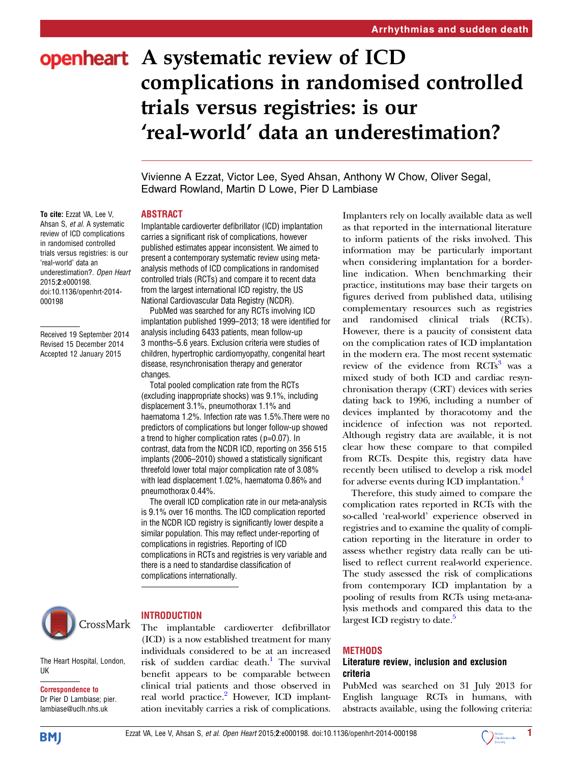# A systematic review of ICD complications in randomised controlled trials versus registries: is our 'real-world' data an underestimation?

Vivienne A Ezzat, Victor Lee, Syed Ahsan, Anthony W Chow, Oliver Segal, Edward Rowland, Martin D Lowe, Pier D Lambiase

**To cite:** Ezzat VA, Lee V, Ahsan S, *et al*. A systematic review of ICD complications in randomised controlled trials versus registries: is our 'real-world' data an underestimation?. *Open Heart* 2015;**2**:e000198. doi:10.1136/openhrt-2014-000198

Received 19 September 2014
Revised 15 December 2014
Accepted 12 January 2015

The Heart Hospital, London, UK

**Correspondence to** Dr Pier D Lambiase; pier.lambiase@uclh.nhs.uk

## ABSTRACT

Implantable cardioverter defibrillator (ICD) implantation carries a significant risk of complications, however published estimates appear inconsistent. We aimed to present a contemporary systematic review using meta-analysis methods of ICD complications in randomised controlled trials (RCTs) and compare it to recent data from the largest international ICD registry, the US National Cardiovascular Data Registry (NCDR).

PubMed was searched for any RCTs involving ICD implantation published 1999–2013; 18 were identified for analysis including 6433 patients, mean follow-up 3 months–5.6 years. Exclusion criteria were studies of children, hypertrophic cardiomyopathy, congenital heart disease, resynchronisation therapy and generator changes.

Total pooled complication rate from the RCTs (excluding inappropriate shocks) was 9.1%, including displacement 3.1%, pneumothorax 1.1% and haematoma 1.2%. Infection rate was 1.5%. There were no predictors of complications but longer follow-up showed a trend to higher complication rates (p=0.07). In contrast, data from the NCDR ICD, reporting on 356 515 implants (2006–2010) showed a statistically significant threefold lower total major complication rate of 3.08% with lead displacement 1.02%, haematoma 0.86% and pneumothorax 0.44%.

The overall ICD complication rate in our meta-analysis is 9.1% over 16 months. The ICD complication reported in the NCDR ICD registry is significantly lower despite a similar population. This may reflect under-reporting of complications in registries. Reporting of ICD complications in RCTs and registries is very variable and there is a need to standardise classification of complications internationally.

## INTRODUCTION

The implantable cardioverter defibrillator (ICD) is a now established treatment for many individuals considered to be at an increased risk of sudden cardiac death.[1] The survival benefit appears to be comparable between clinical trial patients and those observed in real world practice.[2] However, ICD implantation inevitably carries a risk of complications. Implanters rely on locally available data as well as that reported in the international literature to inform patients of the risks involved. This information may be particularly important when considering implantation for a borderline indication. When benchmarking their practice, institutions may base their targets on figures derived from published data, utilising complementary resources such as registries and randomised clinical trials (RCTs). However, there is a paucity of consistent data on the complication rates of ICD implantation in the modern era. The most recent systematic review of the evidence from RCTs[3] was a mixed study of both ICD and cardiac resynchronisation therapy (CRT) devices with series dating back to 1996, including a number of devices implanted by thoracotomy and the incidence of infection was not reported. Although registry data are available, it is not clear how these compare to that compiled from RCTs. Despite this, registry data have recently been utilised to develop a risk model for adverse events during ICD implantation.[4]

Therefore, this study aimed to compare the complication rates reported in RCTs with the so-called 'real-world' experience observed in registries and to examine the quality of complication reporting in the literature in order to assess whether registry data really can be utilised to reflect current real-world experience. The study assessed the risk of complications from contemporary ICD implantation by a pooling of results from RCTs using meta-analysis methods and compared this data to the largest ICD registry to date.[5]

## METHODS

### Literature review, inclusion and exclusion criteria

PubMed was searched on 31 July 2013 for English language RCTs in humans, with abstracts available, using the following criteria: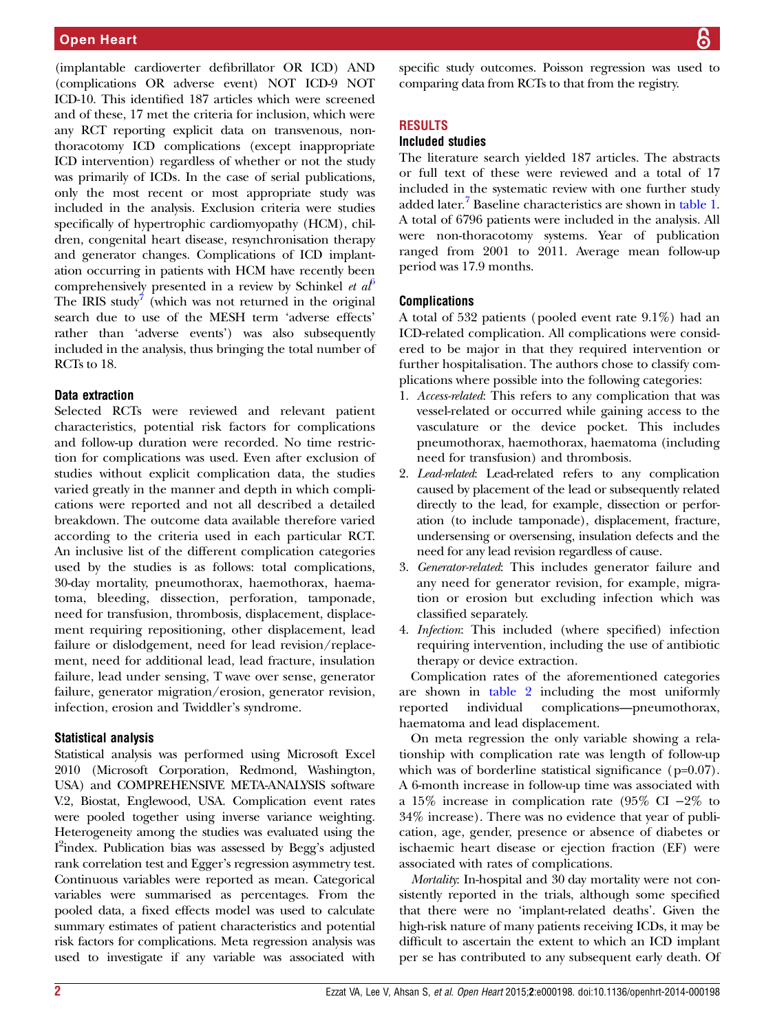(implantable cardioverter defibrillator OR ICD) AND (complications OR adverse event) NOT ICD-9 NOT ICD-10. This identified 187 articles which were screened and of these, 17 met the criteria for inclusion, which were any RCT reporting explicit data on transvenous, non-thoracotomy ICD complications (except inappropriate ICD intervention) regardless of whether or not the study was primarily of ICDs. In the case of serial publications, only the most recent or most appropriate study was included in the analysis. Exclusion criteria were studies specifically of hypertrophic cardiomyopathy (HCM), children, congenital heart disease, resynchronisation therapy and generator changes. Complications of ICD implantation occurring in patients with HCM have recently been comprehensively presented in a review by Schinkel *et al*[6] The IRIS study[7] (which was not returned in the original search due to use of the MESH term 'adverse effects' rather than 'adverse events') was also subsequently included in the analysis, thus bringing the total number of RCTs to 18.

### Data extraction

Selected RCTs were reviewed and relevant patient characteristics, potential risk factors for complications and follow-up duration were recorded. No time restriction for complications was used. Even after exclusion of studies without explicit complication data, the studies varied greatly in the manner and depth in which complications were reported and not all described a detailed breakdown. The outcome data available therefore varied according to the criteria used in each particular RCT. An inclusive list of the different complication categories used by the studies is as follows: total complications, 30-day mortality, pneumothorax, haemothorax, haematoma, bleeding, dissection, perforation, tamponade, need for transfusion, thrombosis, displacement, displacement requiring repositioning, other displacement, lead failure or dislodgement, need for lead revision/replacement, need for additional lead, lead fracture, insulation failure, lead under sensing, T wave over sense, generator failure, generator migration/erosion, generator revision, infection, erosion and Twiddler's syndrome.

### Statistical analysis

Statistical analysis was performed using Microsoft Excel 2010 (Microsoft Corporation, Redmond, Washington, USA) and COMPREHENSIVE META-ANALYSIS software V.2, Biostat, Englewood, USA. Complication event rates were pooled together using inverse variance weighting. Heterogeneity among the studies was evaluated using the $I^2$ index. Publication bias was assessed by Begg's adjusted rank correlation test and Egger's regression asymmetry test. Continuous variables were reported as mean. Categorical variables were summarised as percentages. From the pooled data, a fixed effects model was used to calculate summary estimates of patient characteristics and potential risk factors for complications. Meta regression analysis was used to investigate if any variable was associated with specific study outcomes. Poisson regression was used to comparing data from RCTs to that from the registry.

## RESULTS

### Included studies

The literature search yielded 187 articles. The abstracts or full text of these were reviewed and a total of 17 included in the systematic review with one further study added later.[7] Baseline characteristics are shown in table 1. A total of 6796 patients were included in the analysis. All were non-thoracotomy systems. Year of publication ranged from 2001 to 2011. Average mean follow-up period was 17.9 months.

### Complications

A total of 532 patients (pooled event rate 9.1%) had an ICD-related complication. All complications were considered to be major in that they required intervention or further hospitalisation. The authors chose to classify complications where possible into the following categories:

1. *Access-related*: This refers to any complication that was vessel-related or occurred while gaining access to the vasculature or the device pocket. This includes pneumothorax, haemothorax, haematoma (including need for transfusion) and thrombosis.
2. *Lead-related*: Lead-related refers to any complication caused by placement of the lead or subsequently related directly to the lead, for example, dissection or perforation (to include tamponade), displacement, fracture, undersensing or oversensing, insulation defects and the need for any lead revision regardless of cause.
3. *Generator-related*: This includes generator failure and any need for generator revision, for example, migration or erosion but excluding infection which was classified separately.
4. *Infection*: This included (where specified) infection requiring intervention, including the use of antibiotic therapy or device extraction.

Complication rates of the aforementioned categories are shown in table 2 including the most uniformly reported individual complications—pneumothorax, haematoma and lead displacement.

On meta regression the only variable showing a relationship with complication rate was length of follow-up which was of borderline statistical significance (p=0.07). A 6-month increase in follow-up time was associated with a 15% increase in complication rate (95% CI −2% to 34% increase). There was no evidence that year of publication, age, gender, presence or absence of diabetes or ischaemic heart disease or ejection fraction (EF) were associated with rates of complications.

*Mortality*: In-hospital and 30 day mortality were not consistently reported in the trials, although some specified that there were no 'implant-related deaths'. Given the high-risk nature of many patients receiving ICDs, it may be difficult to ascertain the extent to which an ICD implant per se has contributed to any subsequent early death. Of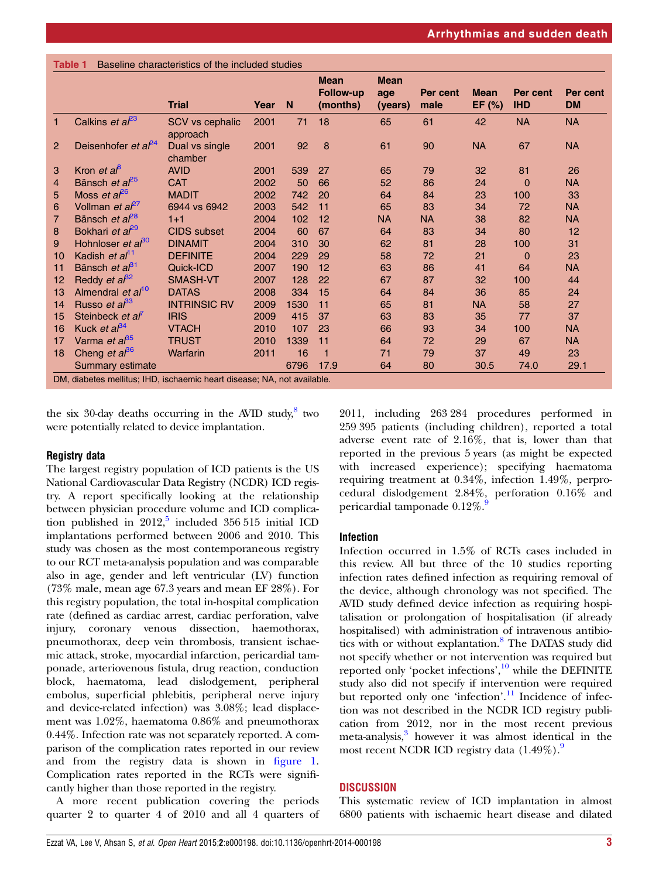**Table 1** Baseline characteristics of the included studies

| | | Trial | Year | N | Mean Follow-up (months) | Mean age (years) | Per cent male | Mean EF (%) | Per cent IHD | Per cent DM |
|---|---|---|---|---|---|---|---|---|---|---|
| 1 | Calkins *et al*[23] | SCV vs cephalic approach | 2001 | 71 | 18 | 65 | 61 | 42 | NA | NA |
| 2 | Deisenhofer *et al*[24] | Dual vs single chamber | 2001 | 92 | 8 | 61 | 90 | NA | 67 | NA |
| 3 | Kron *et al*[8] | AVID | 2001 | 539 | 27 | 65 | 79 | 32 | 81 | 26 |
| 4 | Bänsch *et al*[25] | CAT | 2002 | 50 | 66 | 52 | 86 | 24 | 0 | NA |
| 5 | Moss *et al*[26] | MADIT | 2002 | 742 | 20 | 64 | 84 | 23 | 100 | 33 |
| 6 | Vollman *et al*[27] | 6944 vs 6942 | 2003 | 542 | 11 | 65 | 83 | 34 | 72 | NA |
| 7 | Bänsch *et al*[28] | 1+1 | 2004 | 102 | 12 | NA | NA | 38 | 82 | NA |
| 8 | Bokhari *et al*[29] | CIDS subset | 2004 | 60 | 67 | 64 | 83 | 34 | 80 | 12 |
| 9 | Hohnloser *et al*[30] | DINAMIT | 2004 | 310 | 30 | 62 | 81 | 28 | 100 | 31 |
| 10 | Kadish *et al*[11] | DEFINITE | 2004 | 229 | 29 | 58 | 72 | 21 | 0 | 23 |
| 11 | Bänsch *et al*[31] | Quick-ICD | 2007 | 190 | 12 | 63 | 86 | 41 | 64 | NA |
| 12 | Reddy *et al*[32] | SMASH-VT | 2007 | 128 | 22 | 67 | 87 | 32 | 100 | 44 |
| 13 | Almendral *et al*[10] | DATAS | 2008 | 334 | 15 | 64 | 84 | 36 | 85 | 24 |
| 14 | Russo *et al*[33] | INTRINSIC RV | 2009 | 1530 | 11 | 65 | 81 | NA | 58 | 27 |
| 15 | Steinbeck *et al*[7] | IRIS | 2009 | 415 | 37 | 63 | 83 | 35 | 77 | 37 |
| 16 | Kuck *et al*[34] | VTACH | 2010 | 107 | 23 | 66 | 93 | 34 | 100 | NA |
| 17 | Varma *et al*[35] | TRUST | 2010 | 1339 | 11 | 64 | 72 | 29 | 67 | NA |
| 18 | Cheng *et al*[36] | Warfarin | 2011 | 16 | 1 | 71 | 79 | 37 | 49 | 23 |
| | Summary estimate | | | 6796 | 17.9 | 64 | 80 | 30.5 | 74.0 | 29.1 |

DM, diabetes mellitus; IHD, ischaemic heart disease; NA, not available.

the six 30-day deaths occurring in the AVID study,[8] two were potentially related to device implantation.

### Registry data

The largest registry population of ICD patients is the US National Cardiovascular Data Registry (NCDR) ICD registry. A report specifically looking at the relationship between physician procedure volume and ICD complication published in 2012,[5] included 356 515 initial ICD implantations performed between 2006 and 2010. This study was chosen as the most contemporaneous registry to our RCT meta-analysis population and was comparable also in age, gender and left ventricular (LV) function (73% male, mean age 67.3 years and mean EF 28%). For this registry population, the total in-hospital complication rate (defined as cardiac arrest, cardiac perforation, valve injury, coronary venous dissection, haemothorax, pneumothorax, deep vein thrombosis, transient ischaemic attack, stroke, myocardial infarction, pericardial tamponade, arteriovenous fistula, drug reaction, conduction block, haematoma, lead dislodgement, peripheral embolus, superficial phlebitis, peripheral nerve injury and device-related infection) was 3.08%; lead displacement was 1.02%, haematoma 0.86% and pneumothorax 0.44%. Infection rate was not separately reported. A comparison of the complication rates reported in our review and from the registry data is shown in figure 1. Complication rates reported in the RCTs were significantly higher than those reported in the registry.

A more recent publication covering the periods quarter 2 to quarter 4 of 2010 and all 4 quarters of 2011, including 263 284 procedures performed in 259 395 patients (including children), reported a total adverse event rate of 2.16%, that is, lower than that reported in the previous 5 years (as might be expected with increased experience); specifying haematoma requiring treatment at 0.34%, infection 1.49%, perprocedural dislodgement 2.84%, perforation 0.16% and pericardial tamponade 0.12%.[9]

### Infection

Infection occurred in 1.5% of RCTs cases included in this review. All but three of the 10 studies reporting infection rates defined infection as requiring removal of the device, although chronology was not specified. The AVID study defined device infection as requiring hospitalisation or prolongation of hospitalisation (if already hospitalised) with administration of intravenous antibiotics with or without explantation.[8] The DATAS study did not specify whether or not intervention was required but reported only 'pocket infections',[10] while the DEFINITE study also did not specify if intervention were required but reported only one 'infection'.[11] Incidence of infection was not described in the NCDR ICD registry publication from 2012, nor in the most recent previous meta-analysis,[3] however it was almost identical in the most recent NCDR ICD registry data (1.49%).[9]

## DISCUSSION

This systematic review of ICD implantation in almost 6800 patients with ischaemic heart disease and dilated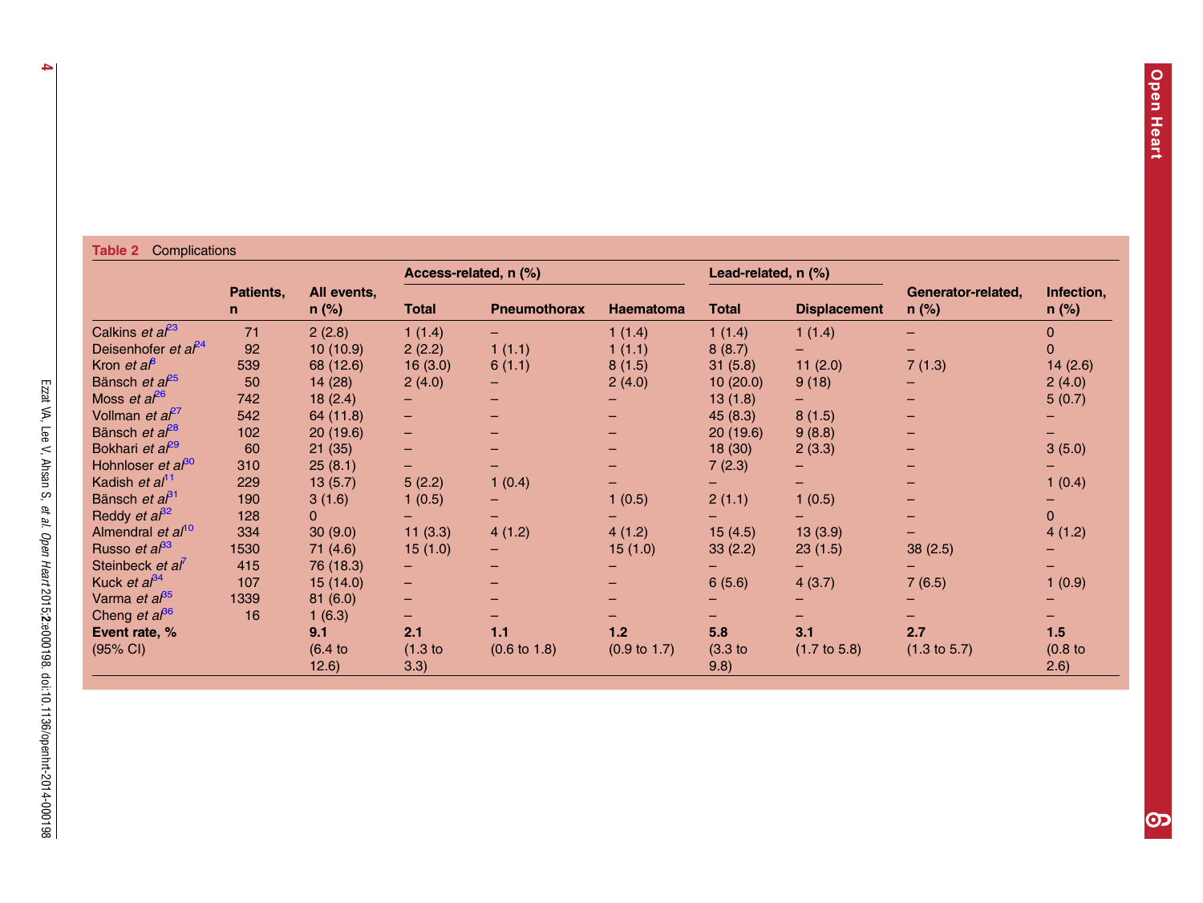**Table 2** Complications

| | Patients, n | All events, n (%) | Access-related, n (%) | | | Lead-related, n (%) | | Generator-related, n (%) | Infection, n (%) |
|---|---|---|---|---|---|---|---|---|---|
| | | | Total | Pneumothorax | Haematoma | Total | Displacement | | |
| Calkins *et al*[23] | 71 | 2 (2.8) | 1 (1.4) | – | 1 (1.4) | 1 (1.4) | 1 (1.4) | – | 0 |
| Deisenhofer *et al*[24] | 92 | 10 (10.9) | 2 (2.2) | 1 (1.1) | 1 (1.1) | 8 (8.7) | – | – | 0 |
| Kron *et al*[8] | 539 | 68 (12.6) | 16 (3.0) | 6 (1.1) | 8 (1.5) | 31 (5.8) | 11 (2.0) | 7 (1.3) | 14 (2.6) |
| Bänsch *et al*[25] | 50 | 14 (28) | 2 (4.0) | – | 2 (4.0) | 10 (20.0) | 9 (18) | – | 2 (4.0) |
| Moss *et al*[26] | 742 | 18 (2.4) | – | – | – | 13 (1.8) | – | – | 5 (0.7) |
| Vollman *et al*[27] | 542 | 64 (11.8) | – | – | – | 45 (8.3) | 8 (1.5) | – | – |
| Bänsch *et al*[28] | 102 | 20 (19.6) | – | – | – | 20 (19.6) | 9 (8.8) | – | – |
| Bokhari *et al*[29] | 60 | 21 (35) | – | – | – | 18 (30) | 2 (3.3) | – | 3 (5.0) |
| Hohnloser *et al*[30] | 310 | 25 (8.1) | – | – | – | 7 (2.3) | – | – | – |
| Kadish *et al*[11] | 229 | 13 (5.7) | 5 (2.2) | 1 (0.4) | – | – | – | – | 1 (0.4) |
| Bänsch *et al*[31] | 190 | 3 (1.6) | 1 (0.5) | – | 1 (0.5) | 2 (1.1) | 1 (0.5) | – | – |
| Reddy *et al*[32] | 128 | 0 | – | – | – | – | – | – | 0 |
| Almendral *et al*[10] | 334 | 30 (9.0) | 11 (3.3) | 4 (1.2) | 4 (1.2) | 15 (4.5) | 13 (3.9) | – | 4 (1.2) |
| Russo *et al*[33] | 1530 | 71 (4.6) | 15 (1.0) | – | 15 (1.0) | 33 (2.2) | 23 (1.5) | 38 (2.5) | – |
| Steinbeck *et al*[7] | 415 | 76 (18.3) | – | – | – | – | – | – | – |
| Kuck *et al*[34] | 107 | 15 (14.0) | – | – | – | 6 (5.6) | 4 (3.7) | 7 (6.5) | 1 (0.9) |
| Varma *et al*[35] | 1339 | 81 (6.0) | – | – | – | – | – | – | – |
| Cheng *et al*[36] | 16 | 1 (6.3) | – | – | – | – | – | – | – |
| **Event rate, %** (95% CI) | | **9.1** (6.4 to 12.6) | **2.1** (1.3 to 3.3) | **1.1** (0.6 to 1.8) | **1.2** (0.9 to 1.7) | **5.8** (3.3 to 9.8) | **3.1** (1.7 to 5.8) | **2.7** (1.3 to 5.7) | **1.5** (0.8 to 2.6) |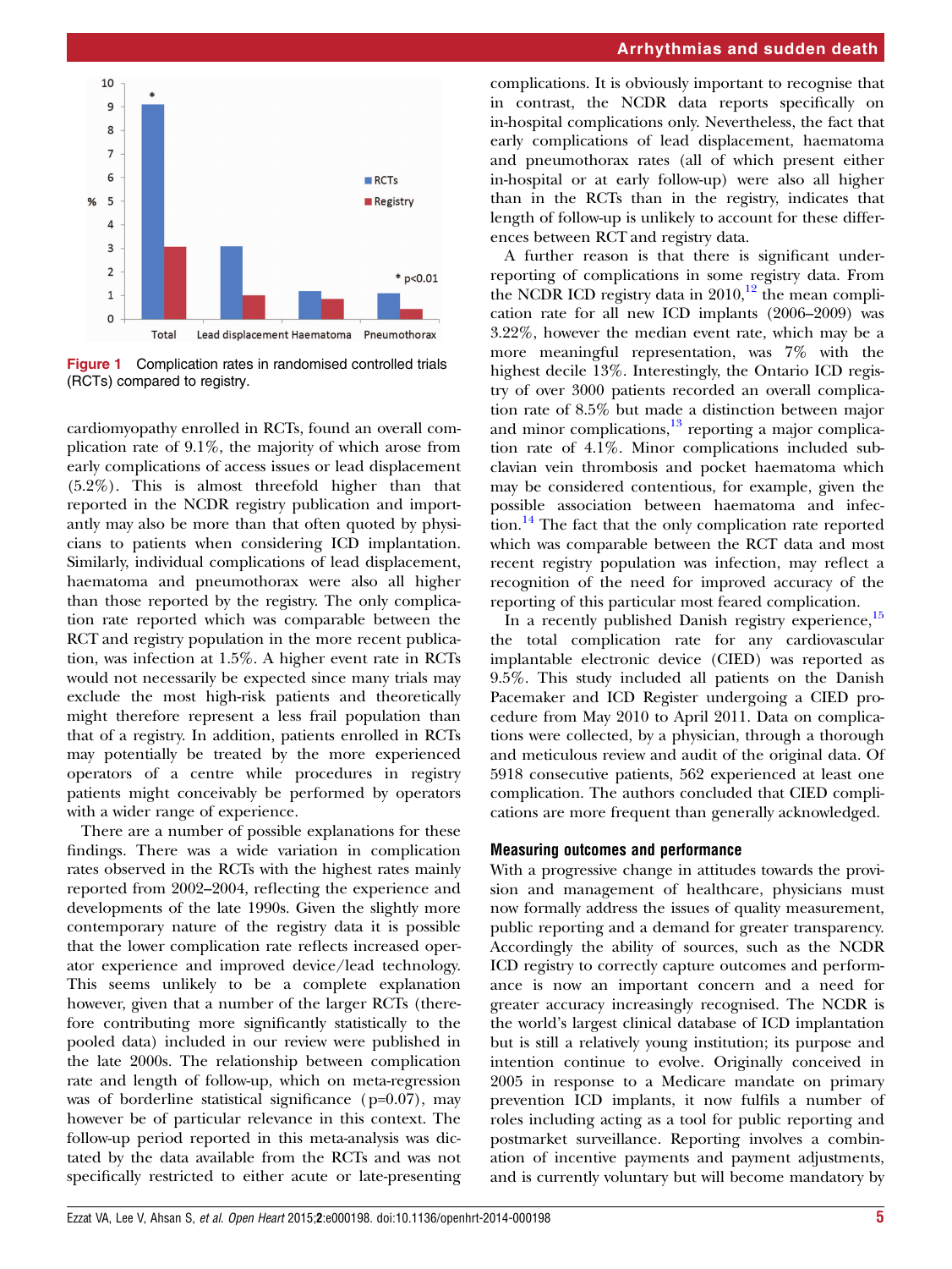Figure 1 Complication rates in randomised controlled trials (RCTs) compared to registry.

cardiomyopathy enrolled in RCTs, found an overall complication rate of 9.1%, the majority of which arose from early complications of access issues or lead displacement (5.2%). This is almost threefold higher than that reported in the NCDR registry publication and importantly may also be more than that often quoted by physicians to patients when considering ICD implantation. Similarly, individual complications of lead displacement, haematoma and pneumothorax were also all higher than those reported by the registry. The only complication rate reported which was comparable between the RCT and registry population in the more recent publication, was infection at 1.5%. A higher event rate in RCTs would not necessarily be expected since many trials may exclude the most high-risk patients and theoretically might therefore represent a less frail population than that of a registry. In addition, patients enrolled in RCTs may potentially be treated by the more experienced operators of a centre while procedures in registry patients might conceivably be performed by operators with a wider range of experience.

There are a number of possible explanations for these findings. There was a wide variation in complication rates observed in the RCTs with the highest rates mainly reported from 2002–2004, reflecting the experience and developments of the late 1990s. Given the slightly more contemporary nature of the registry data it is possible that the lower complication rate reflects increased operator experience and improved device/lead technology. This seems unlikely to be a complete explanation however, given that a number of the larger RCTs (therefore contributing more significantly statistically to the pooled data) included in our review were published in the late 2000s. The relationship between complication rate and length of follow-up, which on meta-regression was of borderline statistical significance (p=0.07), may however be of particular relevance in this context. The follow-up period reported in this meta-analysis was dictated by the data available from the RCTs and was not specifically restricted to either acute or late-presenting complications. It is obviously important to recognise that in contrast, the NCDR data reports specifically on in-hospital complications only. Nevertheless, the fact that early complications of lead displacement, haematoma and pneumothorax rates (all of which present either in-hospital or at early follow-up) were also all higher than in the RCTs than in the registry, indicates that length of follow-up is unlikely to account for these differences between RCT and registry data.

A further reason is that there is significant under-reporting of complications in some registry data. From the NCDR ICD registry data in 2010,[12] the mean complication rate for all new ICD implants (2006–2009) was 3.22%, however the median event rate, which may be a more meaningful representation, was 7% with the highest decile 13%. Interestingly, the Ontario ICD registry of over 3000 patients recorded an overall complication rate of 8.5% but made a distinction between major and minor complications,[13] reporting a major complication rate of 4.1%. Minor complications included subclavian vein thrombosis and pocket haematoma which may be considered contentious, for example, given the possible association between haematoma and infection.[14] The fact that the only complication rate reported which was comparable between the RCT data and most recent registry population was infection, may reflect a recognition of the need for improved accuracy of the reporting of this particular most feared complication.

In a recently published Danish registry experience,[15] the total complication rate for any cardiovascular implantable electronic device (CIED) was reported as 9.5%. This study included all patients on the Danish Pacemaker and ICD Register undergoing a CIED procedure from May 2010 to April 2011. Data on complications were collected, by a physician, through a thorough and meticulous review and audit of the original data. Of 5918 consecutive patients, 562 experienced at least one complication. The authors concluded that CIED complications are more frequent than generally acknowledged.

### Measuring outcomes and performance

With a progressive change in attitudes towards the provision and management of healthcare, physicians must now formally address the issues of quality measurement, public reporting and a demand for greater transparency. Accordingly the ability of sources, such as the NCDR ICD registry to correctly capture outcomes and performance is now an important concern and a need for greater accuracy increasingly recognised. The NCDR is the world's largest clinical database of ICD implantation but is still a relatively young institution; its purpose and intention continue to evolve. Originally conceived in 2005 in response to a Medicare mandate on primary prevention ICD implants, it now fulfils a number of roles including acting as a tool for public reporting and postmarket surveillance. Reporting involves a combination of incentive payments and payment adjustments, and is currently voluntary but will become mandatory by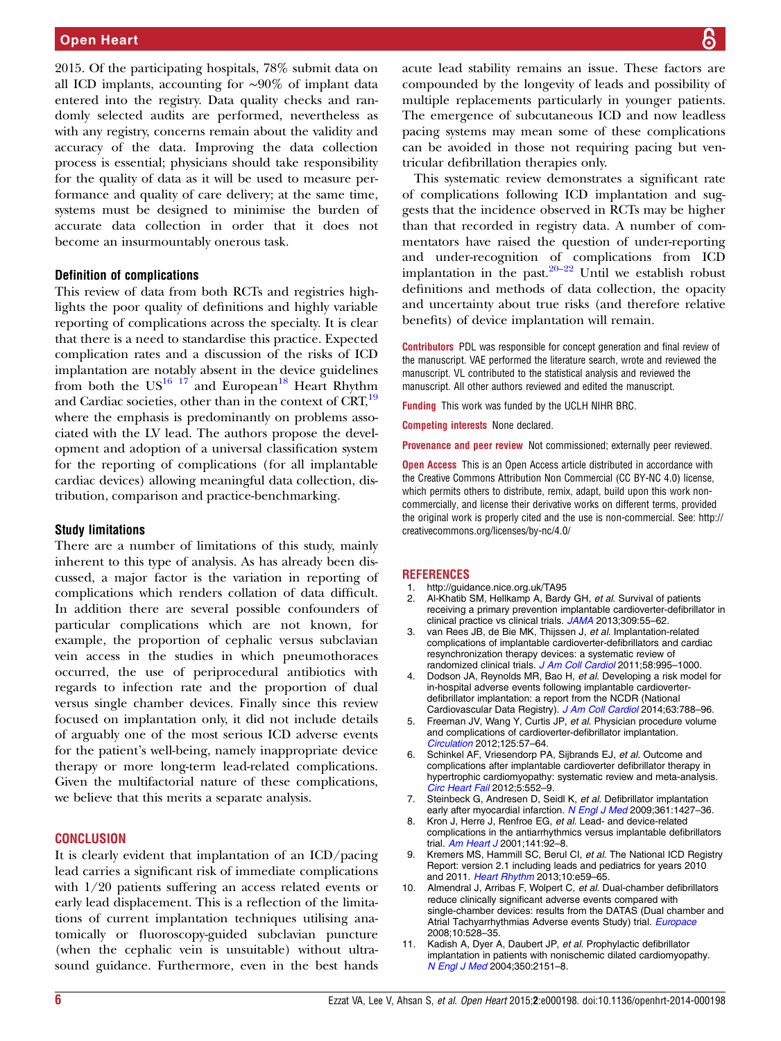2015. Of the participating hospitals, 78% submit data on all ICD implants, accounting for ~90% of implant data entered into the registry. Data quality checks and randomly selected audits are performed, nevertheless as with any registry, concerns remain about the validity and accuracy of the data. Improving the data collection process is essential; physicians should take responsibility for the quality of data as it will be used to measure performance and quality of care delivery; at the same time, systems must be designed to minimise the burden of accurate data collection in order that it does not become an insurmountably onerous task.

### Definition of complications

This review of data from both RCTs and registries highlights the poor quality of definitions and highly variable reporting of complications across the specialty. It is clear that there is a need to standardise this practice. Expected complication rates and a discussion of the risks of ICD implantation are notably absent in the device guidelines from both the US[16 17] and European[18] Heart Rhythm and Cardiac societies, other than in the context of CRT,[19] where the emphasis is predominantly on problems associated with the LV lead. The authors propose the development and adoption of a universal classification system for the reporting of complications (for all implantable cardiac devices) allowing meaningful data collection, distribution, comparison and practice-benchmarking.

### Study limitations

There are a number of limitations of this study, mainly inherent to this type of analysis. As has already been discussed, a major factor is the variation in reporting of complications which renders collation of data difficult. In addition there are several possible confounders of particular complications which are not known, for example, the proportion of cephalic versus subclavian vein access in the studies in which pneumothoraces occurred, the use of periprocedural antibiotics with regards to infection rate and the proportion of dual versus single chamber devices. Finally since this review focused on implantation only, it did not include details of arguably one of the most serious ICD adverse events for the patient's well-being, namely inappropriate device therapy or more long-term lead-related complications. Given the multifactorial nature of these complications, we believe that this merits a separate analysis.

## CONCLUSION

It is clearly evident that implantation of an ICD/pacing lead carries a significant risk of immediate complications with 1/20 patients suffering an access related events or early lead displacement. This is a reflection of the limitations of current implantation techniques utilising anatomically or fluoroscopy-guided subclavian puncture (when the cephalic vein is unsuitable) without ultrasound guidance. Furthermore, even in the best hands acute lead stability remains an issue. These factors are compounded by the longevity of leads and possibility of multiple replacements particularly in younger patients. The emergence of subcutaneous ICD and now leadless pacing systems may mean some of these complications can be avoided in those not requiring pacing but ventricular defibrillation therapies only.

This systematic review demonstrates a significant rate of complications following ICD implantation and suggests that the incidence observed in RCTs may be higher than that recorded in registry data. A number of commentators have raised the question of under-reporting and under-recognition of complications from ICD implantation in the past.[20–22] Until we establish robust definitions and methods of data collection, the opacity and uncertainty about true risks (and therefore relative benefits) of device implantation will remain.

**Contributors** PDL was responsible for concept generation and final review of the manuscript. VAE performed the literature search, wrote and reviewed the manuscript. VL contributed to the statistical analysis and reviewed the manuscript. All other authors reviewed and edited the manuscript.

**Funding** This work was funded by the UCLH NIHR BRC.

**Competing interests** None declared.

**Provenance and peer review** Not commissioned; externally peer reviewed.

**Open Access** This is an Open Access article distributed in accordance with the Creative Commons Attribution Non Commercial (CC BY-NC 4.0) license, which permits others to distribute, remix, adapt, build upon this work non-commercially, and license their derivative works on different terms, provided the original work is properly cited and the use is non-commercial. See: http://creativecommons.org/licenses/by-nc/4.0/

## REFERENCES

1. http://guidance.nice.org.uk/TA95
2. Al-Khatib SM, Hellkamp A, Bardy GH, *et al*. Survival of patients receiving a primary prevention implantable cardioverter-defibrillator in clinical practice vs clinical trials. *JAMA* 2013;309:55–62.
3. van Rees JB, de Bie MK, Thijssen J, *et al*. Implantation-related complications of implantable cardioverter-defibrillators and cardiac resynchronization therapy devices: a systematic review of randomized clinical trials. *J Am Coll Cardiol* 2011;58:995–1000.
4. Dodson JA, Reynolds MR, Bao H, *et al*. Developing a risk model for in-hospital adverse events following implantable cardioverter-defibrillator implantation: a report from the NCDR (National Cardiovascular Data Registry). *J Am Coll Cardiol* 2014;63:788–96.
5. Freeman JV, Wang Y, Curtis JP, *et al*. Physician procedure volume and complications of cardioverter-defibrillator implantation. *Circulation* 2012;125:57–64.
6. Schinkel AF, Vriesendorp PA, Sijbrands EJ, *et al*. Outcome and complications after implantable cardioverter defibrillator therapy in hypertrophic cardiomyopathy: systematic review and meta-analysis. *Circ Heart Fail* 2012;5:552–9.
7. Steinbeck G, Andresen D, Seidl K, *et al*. Defibrillator implantation early after myocardial infarction. *N Engl J Med* 2009;361:1427–36.
8. Kron J, Herre J, Renfroe EG, *et al*. Lead- and device-related complications in the antiarrhythmics versus implantable defibrillators trial. *Am Heart J* 2001;141:92–8.
9. Kremers MS, Hammill SC, Berul CI, *et al*. The National ICD Registry Report: version 2.1 including leads and pediatrics for years 2010 and 2011. *Heart Rhythm* 2013;10:e59–65.
10. Almendral J, Arribas F, Wolpert C, *et al*. Dual-chamber defibrillators reduce clinically significant adverse events compared with single-chamber devices: results from the DATAS (Dual chamber and Atrial Tachyarrhythmias Adverse events Study) trial. *Europace* 2008;10:528–35.
11. Kadish A, Dyer A, Daubert JP, *et al*. Prophylactic defibrillator implantation in patients with nonischemic dilated cardiomyopathy. *N Engl J Med* 2004;350:2151–8.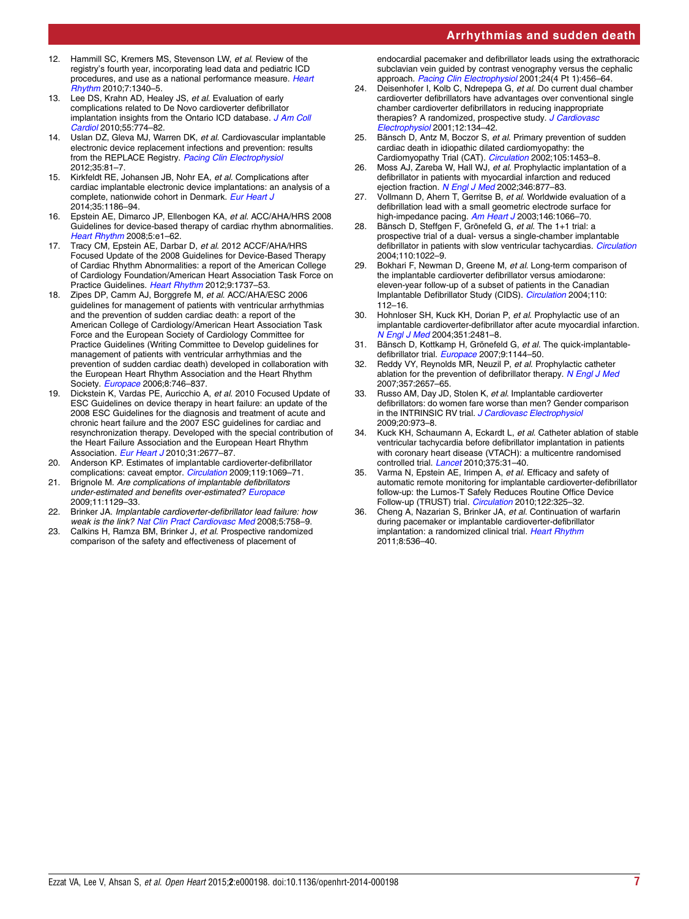12. Hammill SC, Kremers MS, Stevenson LW, *et al.* Review of the registry's fourth year, incorporating lead data and pediatric ICD procedures, and use as a national performance measure. *Heart Rhythm* 2010;7:1340–5.
13. Lee DS, Krahn AD, Healey JS, *et al.* Evaluation of early complications related to De Novo cardioverter defibrillator implantation insights from the Ontario ICD database. *J Am Coll Cardiol* 2010;55:774–82.
14. Uslan DZ, Gleva MJ, Warren DK, *et al.* Cardiovascular implantable electronic device replacement infections and prevention: results from the REPLACE Registry. *Pacing Clin Electrophysiol* 2012;35:81–7.
15. Kirkfeldt RE, Johansen JB, Nohr EA, *et al.* Complications after cardiac implantable electronic device implantations: an analysis of a complete, nationwide cohort in Denmark. *Eur Heart J* 2014;35:1186–94.
16. Epstein AE, Dimarco JP, Ellenbogen KA, *et al.* ACC/AHA/HRS 2008 Guidelines for device-based therapy of cardiac rhythm abnormalities. *Heart Rhythm* 2008;5:e1–62.
17. Tracy CM, Epstein AE, Darbar D, *et al.* 2012 ACCF/AHA/HRS Focused Update of the 2008 Guidelines for Device-Based Therapy of Cardiac Rhythm Abnormalities: a report of the American College of Cardiology Foundation/American Heart Association Task Force on Practice Guidelines. *Heart Rhythm* 2012;9:1737–53.
18. Zipes DP, Camm AJ, Borggrefe M, *et al.* ACC/AHA/ESC 2006 guidelines for management of patients with ventricular arrhythmias and the prevention of sudden cardiac death: a report of the American College of Cardiology/American Heart Association Task Force and the European Society of Cardiology Committee for Practice Guidelines (Writing Committee to Develop guidelines for management of patients with ventricular arrhythmias and the prevention of sudden cardiac death) developed in collaboration with the European Heart Rhythm Association and the Heart Rhythm Society. *Europace* 2006;8:746–837.
19. Dickstein K, Vardas PE, Auricchio A, *et al.* 2010 Focused Update of ESC Guidelines on device therapy in heart failure: an update of the 2008 ESC Guidelines for the diagnosis and treatment of acute and chronic heart failure and the 2007 ESC guidelines for cardiac and resynchronization therapy. Developed with the special contribution of the Heart Failure Association and the European Heart Rhythm Association. *Eur Heart J* 2010;31:2677–87.
20. Anderson KP. Estimates of implantable cardioverter-defibrillator complications: caveat emptor. *Circulation* 2009;119:1069–71.
21. Brignole M. *Are complications of implantable defibrillators under-estimated and benefits over-estimated? Europace* 2009;11:1129–33.
22. Brinker JA. *Implantable cardioverter-defibrillator lead failure: how weak is the link? Nat Clin Pract Cardiovasc Med* 2008;5:758–9.
23. Calkins H, Ramza BM, Brinker J, *et al.* Prospective randomized comparison of the safety and effectiveness of placement of endocardial pacemaker and defibrillator leads using the extrathoracic subclavian vein guided by contrast venography versus the cephalic approach. *Pacing Clin Electrophysiol* 2001;24(4 Pt 1):456–64.
24. Deisenhofer I, Kolb C, Ndrepepa G, *et al.* Do current dual chamber cardioverter defibrillators have advantages over conventional single chamber cardioverter defibrillators in reducing inappropriate therapies? A randomized, prospective study. *J Cardiovasc Electrophysiol* 2001;12:134–42.
25. Bänsch D, Antz M, Boczor S, *et al.* Primary prevention of sudden cardiac death in idiopathic dilated cardiomyopathy: the Cardiomyopathy Trial (CAT). *Circulation* 2002;105:1453–8.
26. Moss AJ, Zareba W, Hall WJ, *et al.* Prophylactic implantation of a defibrillator in patients with myocardial infarction and reduced ejection fraction. *N Engl J Med* 2002;346:877–83.
27. Vollmann D, Ahern T, Gerritse B, *et al.* Worldwide evaluation of a defibrillation lead with a small geometric electrode surface for high-impedance pacing. *Am Heart J* 2003;146:1066–70.
28. Bänsch D, Steffgen F, Grönefeld G, *et al.* The 1+1 trial: a prospective trial of a dual- versus a single-chamber implantable defibrillator in patients with slow ventricular tachycardias. *Circulation* 2004;110:1022–9.
29. Bokhari F, Newman D, Greene M, *et al.* Long-term comparison of the implantable cardioverter defibrillator versus amiodarone: eleven-year follow-up of a subset of patients in the Canadian Implantable Defibrillator Study (CIDS). *Circulation* 2004;110:112–16.
30. Hohnloser SH, Kuck KH, Dorian P, *et al.* Prophylactic use of an implantable cardioverter-defibrillator after acute myocardial infarction. *N Engl J Med* 2004;351:2481–8.
31. Bänsch D, Kottkamp H, Grönefeld G, *et al.* The quick-implantable-defibrillator trial. *Europace* 2007;9:1144–50.
32. Reddy VY, Reynolds MR, Neuzil P, *et al.* Prophylactic catheter ablation for the prevention of defibrillator therapy. *N Engl J Med* 2007;357:2657–65.
33. Russo AM, Day JD, Stolen K, *et al.* Implantable cardioverter defibrillators: do women fare worse than men? Gender comparison in the INTRINSIC RV trial. *J Cardiovasc Electrophysiol* 2009;20:973–8.
34. Kuck KH, Schaumann A, Eckardt L, *et al.* Catheter ablation of stable ventricular tachycardia before defibrillator implantation in patients with coronary heart disease (VTACH): a multicentre randomised controlled trial. *Lancet* 2010;375:31–40.
35. Varma N, Epstein AE, Irimpen A, *et al.* Efficacy and safety of automatic remote monitoring for implantable cardioverter-defibrillator follow-up: the Lumos-T Safely Reduces Routine Office Device Follow-up (TRUST) trial. *Circulation* 2010;122:325–32.
36. Cheng A, Nazarian S, Brinker JA, *et al.* Continuation of warfarin during pacemaker or implantable cardioverter-defibrillator implantation: a randomized clinical trial. *Heart Rhythm* 2011;8:536–40.